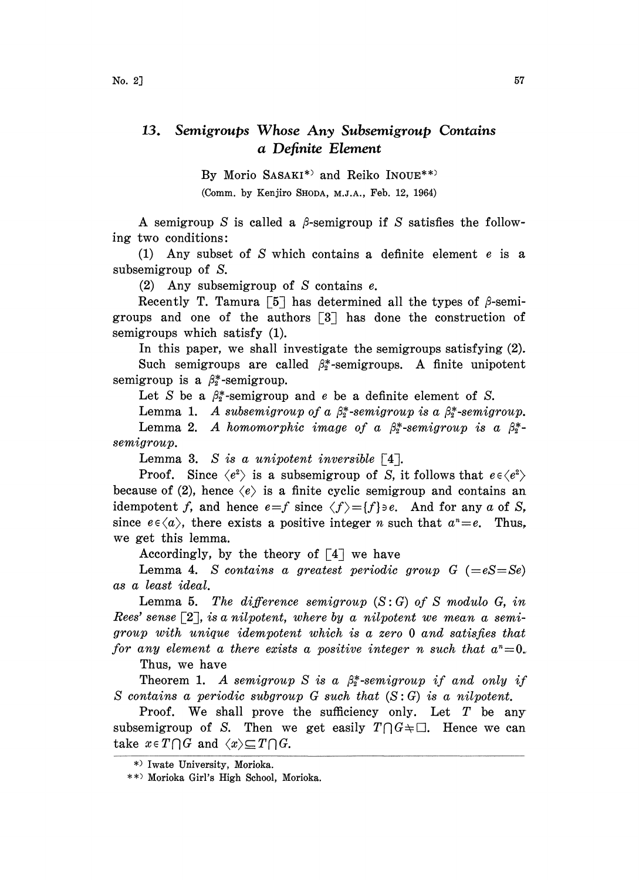# 13. Semigroups Whose Any Subsemigroup Contains a Definite Element

By Morio SASAKI[*)] and Reiko INOUE[**)]

(Comm. by Kenjiro SHODA, M.J.A., Feb. 12, 1964)

A semigroup $S$ is called a $\beta$-semigroup if $S$ satisfies the following two conditions:

(1) Any subset of $S$ which contains a definite element $e$ is a subsemigroup of $S$.

(2) Any subsemigroup of $S$ contains $e$.

Recently T. Tamura [5] has determined all the types of $\beta$-semigroups and one of the authors [3] has done the construction of semigroups which satisfy (1).

In this paper, we shall investigate the semigroups satisfying (2). Such semigroups are called $\beta_2^*$-semigroups. A finite unipotent semigroup is a $\beta_2^*$-semigroup.

Let $S$ be a $\beta_2^*$-semigroup and $e$ be a definite element of $S$.

Lemma 1. *A subsemigroup of a $\beta_2^*$-semigroup is a $\beta_2^*$-semigroup.*

Lemma 2. *A homomorphic image of a $\beta_2^*$-semigroup is a $\beta_2^*$-semigroup.*

Lemma 3. *$S$ is a unipotent inversible* [4].

Proof. Since $\langle e^2\rangle$ is a subsemigroup of $S$, it follows that $e\in\langle e^2\rangle$ because of (2), hence $\langle e\rangle$ is a finite cyclic semigroup and contains an idempotent $f$, and hence $e=f$ since $\langle f\rangle=\{f\}\ni e$. And for any $a$ of $S$, since $e\in\langle a\rangle$, there exists a positive integer $n$ such that $a^n=e$. Thus, we get this lemma.

Accordingly, by the theory of [4] we have

Lemma 4. *$S$ contains a greatest periodic group $G$ $(=eS=Se)$ as a least ideal.*

Lemma 5. *The difference semigroup $(S:G)$ of $S$ modulo $G$, in Rees' sense* [2], *is a nilpotent, where by a nilpotent we mean a semigroup with unique idempotent which is a zero 0 and satisfies that for any element $a$ there exists a positive integer $n$ such that $a^n=0$.*

Thus, we have

Theorem 1. *A semigroup $S$ is a $\beta_2^*$-semigroup if and only if $S$ contains a periodic subgroup $G$ such that $(S:G)$ is a nilpotent.*

Proof. We shall prove the sufficiency only. Let $T$ be any subsemigroup of $S$. Then we get easily $T\cap G\neq\square$. Hence we can take $x\in T\cap G$ and $\langle x\rangle\subseteq T\cap G$.

---

*) Iwate University, Morioka.

**) Morioka Girl's High School, Morioka.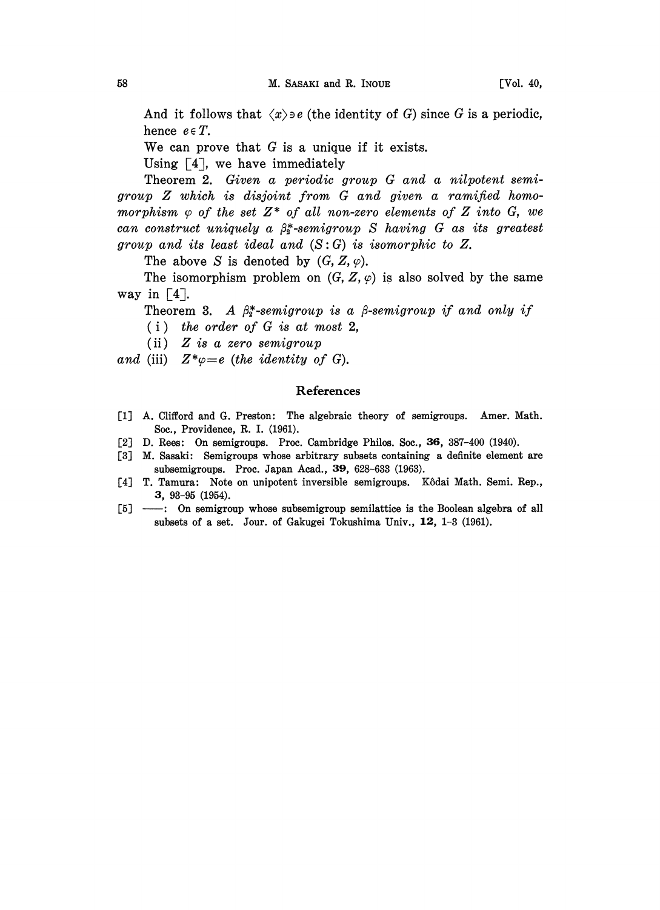And it follows that $\langle x \rangle \ni e$ (the identity of $G$) since $G$ is a periodic, hence $e \in T$.

We can prove that $G$ is a unique if it exists.

Using [4], we have immediately

Theorem 2. *Given a periodic group $G$ and a nilpotent semigroup $Z$ which is disjoint from $G$ and given a ramified homomorphism $\varphi$ of the set $Z^*$ of all non-zero elements of $Z$ into $G$, we can construct uniquely a $\beta_2^*$-semigroup $S$ having $G$ as its greatest group and its least ideal and $(S:G)$ is isomorphic to $Z$.*

The above $S$ is denoted by $(G, Z, \varphi)$.

The isomorphism problem on $(G, Z, \varphi)$ is also solved by the same way in [4].

Theorem 3. *A $\beta_2^*$-semigroup is a $\beta$-semigroup if and only if*

(i) *the order of $G$ is at most 2,*

(ii) *$Z$ is a zero semigroup*

*and* (iii) *$Z^*\varphi = e$ (the identity of $G$).*

## References

[1] A. Clifford and G. Preston: The algebraic theory of semigroups. Amer. Math. Soc., Providence, R. I. (1961).

[2] D. Rees: On semigroups. Proc. Cambridge Philos. Soc., **36**, 387–400 (1940).

[3] M. Sasaki: Semigroups whose arbitrary subsets containing a definite element are subsemigroups. Proc. Japan Acad., **39**, 628–633 (1963).

[4] T. Tamura: Note on unipotent inversible semigroups. Kôdai Math. Semi. Rep., **3**, 93–95 (1954).

[5] ——: On semigroup whose subsemigroup semilattice is the Boolean algebra of all subsets of a set. Jour. of Gakugei Tokushima Univ., **12**, 1–3 (1961).